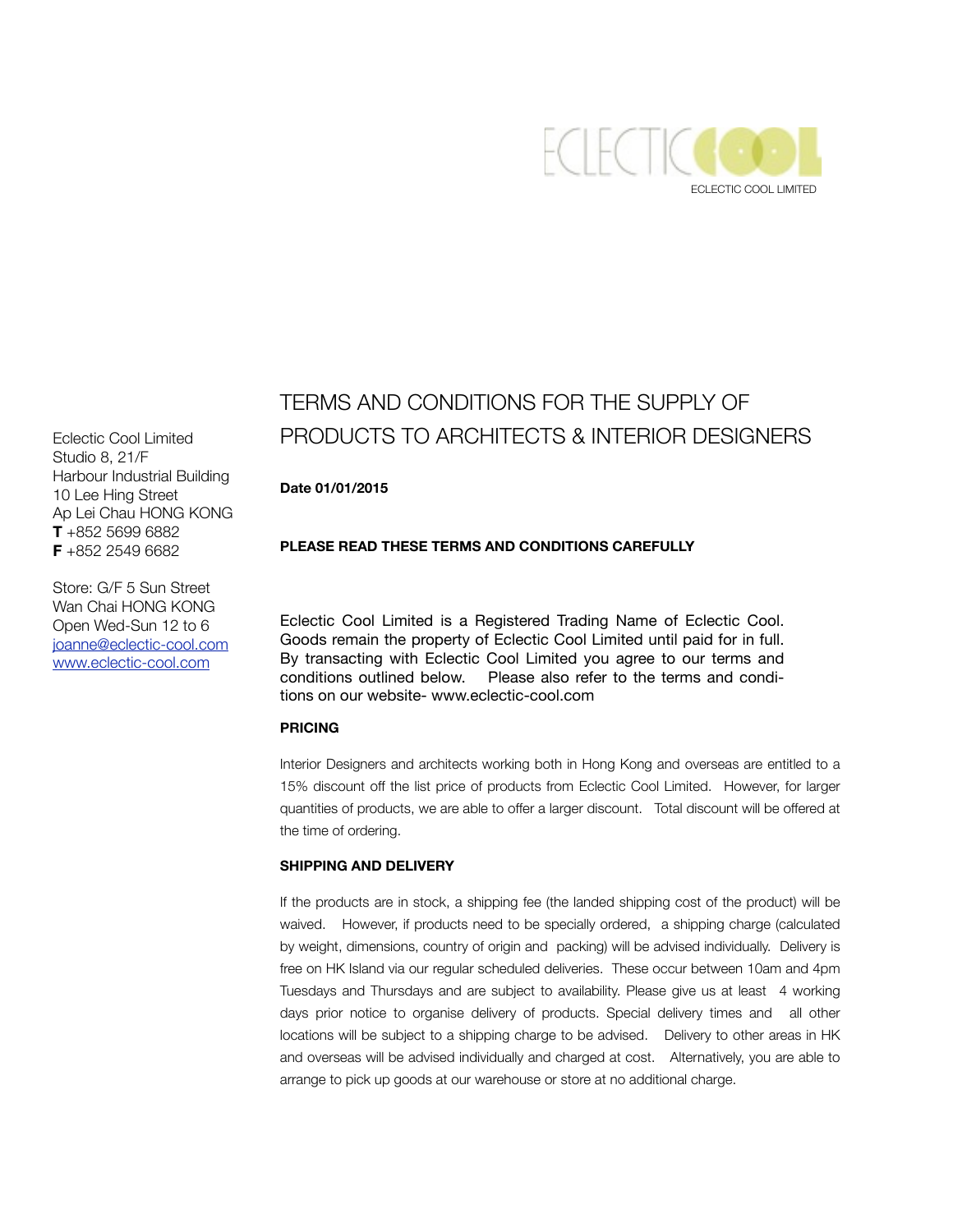ECLECTIC COOL LIMITED

Eclectic Cool Limited
Studio 8, 21/F
Harbour Industrial Building
10 Lee Hing Street
Ap Lei Chau HONG KONG
**T** +852 5699 6882
**F** +852 2549 6682

Store: G/F 5 Sun Street
Wan Chai HONG KONG
Open Wed-Sun 12 to 6
joanne@eclectic-cool.com
www.eclectic-cool.com

# TERMS AND CONDITIONS FOR THE SUPPLY OF PRODUCTS TO ARCHITECTS & INTERIOR DESIGNERS

**Date 01/01/2015**

**PLEASE READ THESE TERMS AND CONDITIONS CAREFULLY**

Eclectic Cool Limited is a Registered Trading Name of Eclectic Cool. Goods remain the property of Eclectic Cool Limited until paid for in full. By transacting with Eclectic Cool Limited you agree to our terms and conditions outlined below. Please also refer to the terms and conditions on our website- www.eclectic-cool.com

## PRICING

Interior Designers and architects working both in Hong Kong and overseas are entitled to a 15% discount off the list price of products from Eclectic Cool Limited. However, for larger quantities of products, we are able to offer a larger discount. Total discount will be offered at the time of ordering.

## SHIPPING AND DELIVERY

If the products are in stock, a shipping fee (the landed shipping cost of the product) will be waived. However, if products need to be specially ordered, a shipping charge (calculated by weight, dimensions, country of origin and packing) will be advised individually. Delivery is free on HK Island via our regular scheduled deliveries. These occur between 10am and 4pm Tuesdays and Thursdays and are subject to availability. Please give us at least 4 working days prior notice to organise delivery of products. Special delivery times and all other locations will be subject to a shipping charge to be advised. Delivery to other areas in HK and overseas will be advised individually and charged at cost. Alternatively, you are able to arrange to pick up goods at our warehouse or store at no additional charge.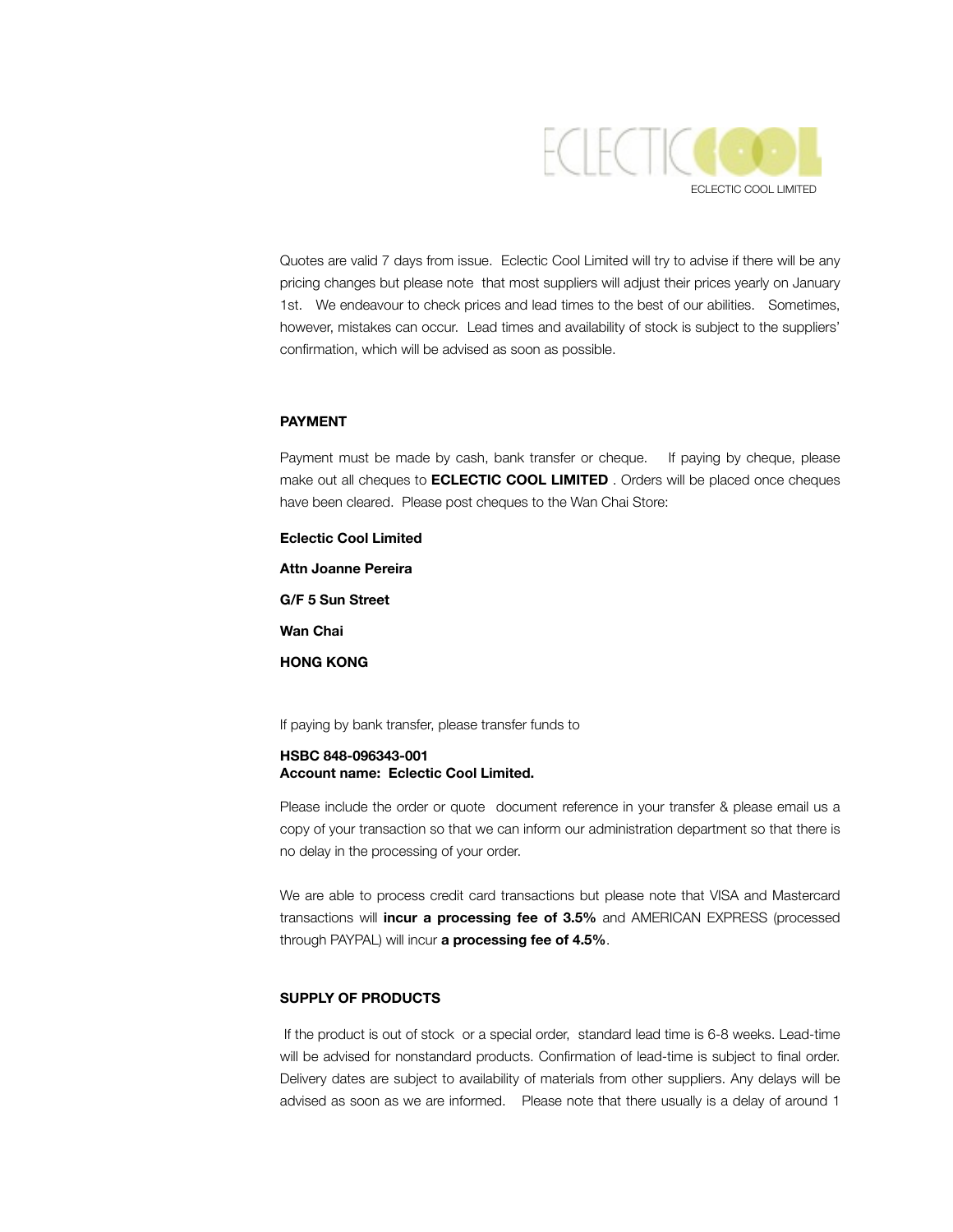ECLECTIC COOL LIMITED

Quotes are valid 7 days from issue. Eclectic Cool Limited will try to advise if there will be any pricing changes but please note that most suppliers will adjust their prices yearly on January 1st. We endeavour to check prices and lead times to the best of our abilities. Sometimes, however, mistakes can occur. Lead times and availability of stock is subject to the suppliers' confirmation, which will be advised as soon as possible.

## PAYMENT

Payment must be made by cash, bank transfer or cheque. If paying by cheque, please make out all cheques to **ECLECTIC COOL LIMITED** . Orders will be placed once cheques have been cleared. Please post cheques to the Wan Chai Store:

**Eclectic Cool Limited**

**Attn Joanne Pereira**

**G/F 5 Sun Street**

**Wan Chai**

**HONG KONG**

If paying by bank transfer, please transfer funds to

**HSBC 848-096343-001**
**Account name: Eclectic Cool Limited.**

Please include the order or quote document reference in your transfer & please email us a copy of your transaction so that we can inform our administration department so that there is no delay in the processing of your order.

We are able to process credit card transactions but please note that VISA and Mastercard transactions will **incur a processing fee of 3.5%** and AMERICAN EXPRESS (processed through PAYPAL) will incur **a processing fee of 4.5%**.

## SUPPLY OF PRODUCTS

If the product is out of stock or a special order, standard lead time is 6-8 weeks. Lead-time will be advised for nonstandard products. Confirmation of lead-time is subject to final order. Delivery dates are subject to availability of materials from other suppliers. Any delays will be advised as soon as we are informed. Please note that there usually is a delay of around 1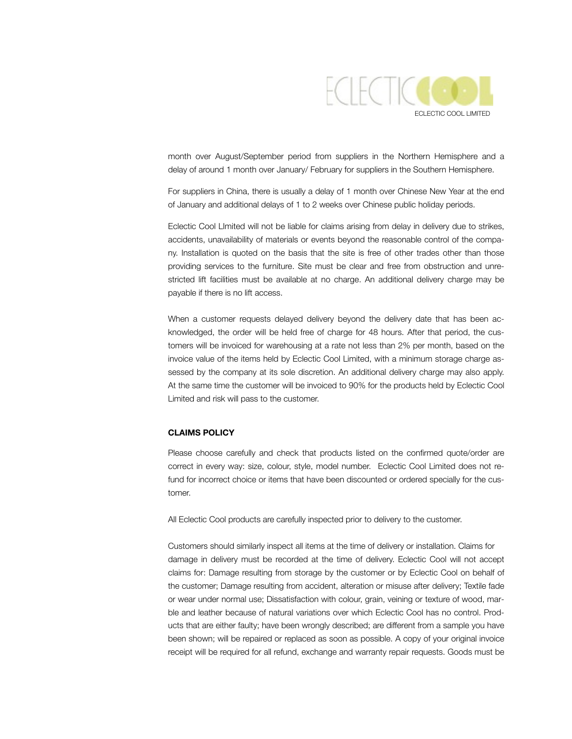month over August/September period from suppliers in the Northern Hemisphere and a delay of around 1 month over January/ February for suppliers in the Southern Hemisphere.

For suppliers in China, there is usually a delay of 1 month over Chinese New Year at the end of January and additional delays of 1 to 2 weeks over Chinese public holiday periods.

Eclectic Cool LImited will not be liable for claims arising from delay in delivery due to strikes, accidents, unavailability of materials or events beyond the reasonable control of the company. Installation is quoted on the basis that the site is free of other trades other than those providing services to the furniture. Site must be clear and free from obstruction and unrestricted lift facilities must be available at no charge. An additional delivery charge may be payable if there is no lift access.

When a customer requests delayed delivery beyond the delivery date that has been acknowledged, the order will be held free of charge for 48 hours. After that period, the customers will be invoiced for warehousing at a rate not less than 2% per month, based on the invoice value of the items held by Eclectic Cool Limited, with a minimum storage charge assessed by the company at its sole discretion. An additional delivery charge may also apply. At the same time the customer will be invoiced to 90% for the products held by Eclectic Cool Limited and risk will pass to the customer.

**CLAIMS POLICY**

Please choose carefully and check that products listed on the confirmed quote/order are correct in every way: size, colour, style, model number. Eclectic Cool Limited does not refund for incorrect choice or items that have been discounted or ordered specially for the customer.

All Eclectic Cool products are carefully inspected prior to delivery to the customer.

Customers should similarly inspect all items at the time of delivery or installation. Claims for damage in delivery must be recorded at the time of delivery. Eclectic Cool will not accept claims for: Damage resulting from storage by the customer or by Eclectic Cool on behalf of the customer; Damage resulting from accident, alteration or misuse after delivery; Textile fade or wear under normal use; Dissatisfaction with colour, grain, veining or texture of wood, marble and leather because of natural variations over which Eclectic Cool has no control. Products that are either faulty; have been wrongly described; are different from a sample you have been shown; will be repaired or replaced as soon as possible. A copy of your original invoice receipt will be required for all refund, exchange and warranty repair requests. Goods must be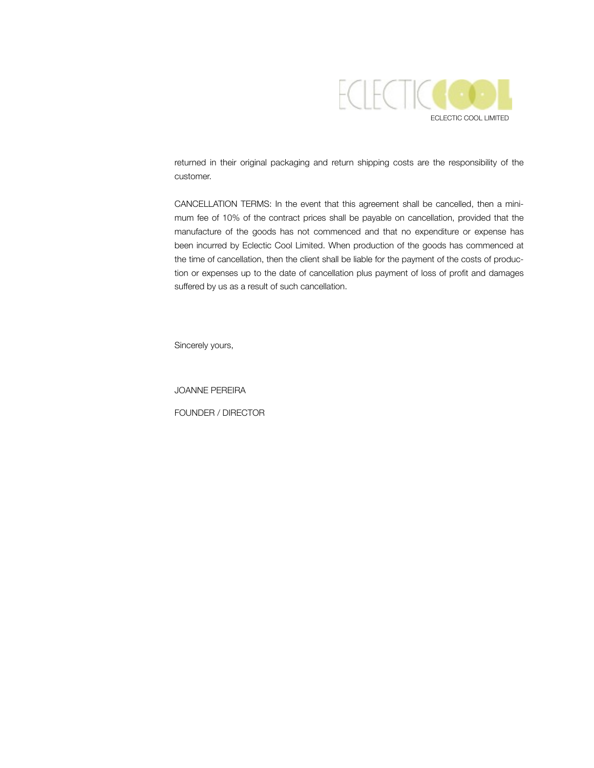ECLECTIC COOL LIMITED

returned in their original packaging and return shipping costs are the responsibility of the customer.

CANCELLATION TERMS: In the event that this agreement shall be cancelled, then a minimum fee of 10% of the contract prices shall be payable on cancellation, provided that the manufacture of the goods has not commenced and that no expenditure or expense has been incurred by Eclectic Cool Limited. When production of the goods has commenced at the time of cancellation, then the client shall be liable for the payment of the costs of production or expenses up to the date of cancellation plus payment of loss of profit and damages suffered by us as a result of such cancellation.

Sincerely yours,

JOANNE PEREIRA

FOUNDER / DIRECTOR